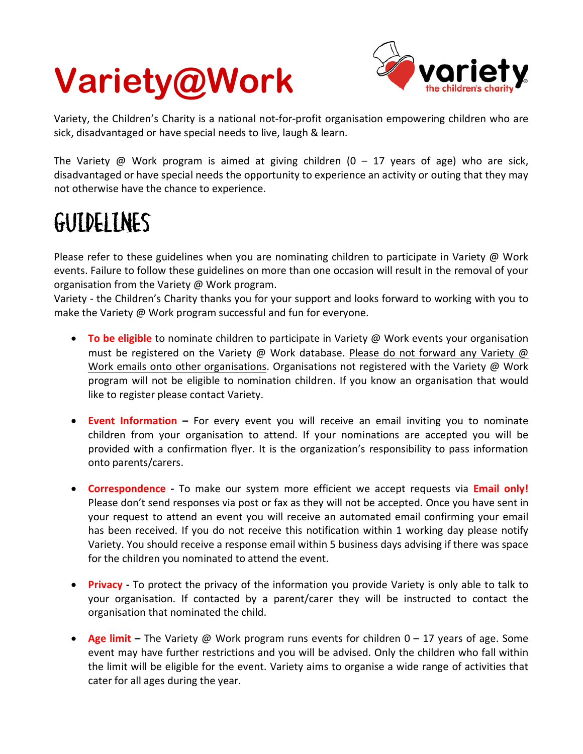# Variety@Work

Variety, the Children's Charity is a national not-for-profit organisation empowering children who are sick, disadvantaged or have special needs to live, laugh & learn.

The Variety @ Work program is aimed at giving children (0 – 17 years of age) who are sick, disadvantaged or have special needs the opportunity to experience an activity or outing that they may not otherwise have the chance to experience.

## GUIDELINES

Please refer to these guidelines when you are nominating children to participate in Variety @ Work events. Failure to follow these guidelines on more than one occasion will result in the removal of your organisation from the Variety @ Work program.
Variety - the Children's Charity thanks you for your support and looks forward to working with you to make the Variety @ Work program successful and fun for everyone.

- **To be eligible** to nominate children to participate in Variety @ Work events your organisation must be registered on the Variety @ Work database. Please do not forward any Variety @ Work emails onto other organisations. Organisations not registered with the Variety @ Work program will not be eligible to nomination children. If you know an organisation that would like to register please contact Variety.

- **Event Information** – For every event you will receive an email inviting you to nominate children from your organisation to attend. If your nominations are accepted you will be provided with a confirmation flyer. It is the organization's responsibility to pass information onto parents/carers.

- **Correspondence** - To make our system more efficient we accept requests via **Email only!** Please don't send responses via post or fax as they will not be accepted. Once you have sent in your request to attend an event you will receive an automated email confirming your email has been received. If you do not receive this notification within 1 working day please notify Variety. You should receive a response email within 5 business days advising if there was space for the children you nominated to attend the event.

- **Privacy** - To protect the privacy of the information you provide Variety is only able to talk to your organisation. If contacted by a parent/carer they will be instructed to contact the organisation that nominated the child.

- **Age limit** – The Variety @ Work program runs events for children 0 – 17 years of age. Some event may have further restrictions and you will be advised. Only the children who fall within the limit will be eligible for the event. Variety aims to organise a wide range of activities that cater for all ages during the year.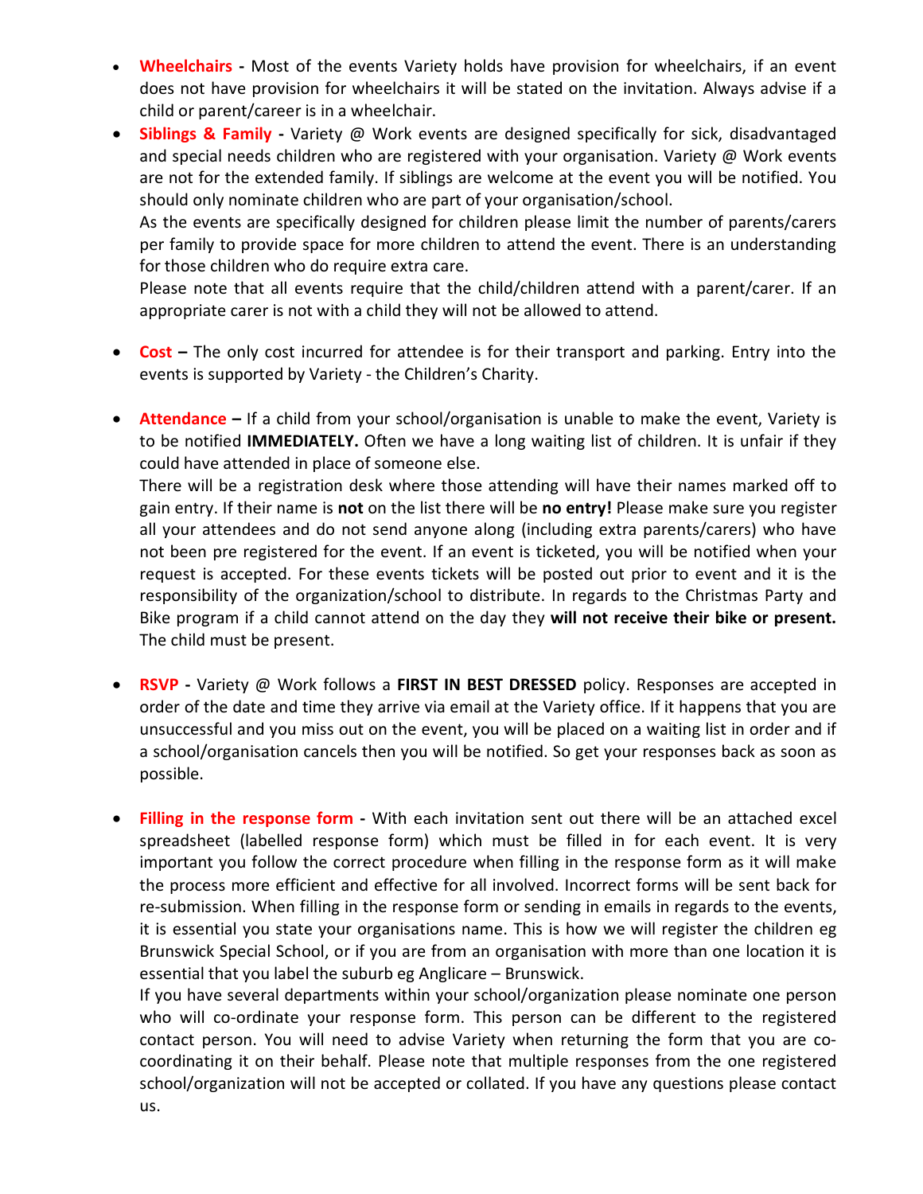- **Wheelchairs -** Most of the events Variety holds have provision for wheelchairs, if an event does not have provision for wheelchairs it will be stated on the invitation. Always advise if a child or parent/career is in a wheelchair.
- **Siblings & Family -** Variety @ Work events are designed specifically for sick, disadvantaged and special needs children who are registered with your organisation. Variety @ Work events are not for the extended family. If siblings are welcome at the event you will be notified. You should only nominate children who are part of your organisation/school.
  As the events are specifically designed for children please limit the number of parents/carers per family to provide space for more children to attend the event. There is an understanding for those children who do require extra care.
  Please note that all events require that the child/children attend with a parent/carer. If an appropriate carer is not with a child they will not be allowed to attend.

- **Cost –** The only cost incurred for attendee is for their transport and parking. Entry into the events is supported by Variety - the Children's Charity.

- **Attendance –** If a child from your school/organisation is unable to make the event, Variety is to be notified **IMMEDIATELY.** Often we have a long waiting list of children. It is unfair if they could have attended in place of someone else.
  There will be a registration desk where those attending will have their names marked off to gain entry. If their name is **not** on the list there will be **no entry!** Please make sure you register all your attendees and do not send anyone along (including extra parents/carers) who have not been pre registered for the event. If an event is ticketed, you will be notified when your request is accepted. For these events tickets will be posted out prior to event and it is the responsibility of the organization/school to distribute. In regards to the Christmas Party and Bike program if a child cannot attend on the day they **will not receive their bike or present.** The child must be present.

- **RSVP -** Variety @ Work follows a **FIRST IN BEST DRESSED** policy. Responses are accepted in order of the date and time they arrive via email at the Variety office. If it happens that you are unsuccessful and you miss out on the event, you will be placed on a waiting list in order and if a school/organisation cancels then you will be notified. So get your responses back as soon as possible.

- **Filling in the response form -** With each invitation sent out there will be an attached excel spreadsheet (labelled response form) which must be filled in for each event. It is very important you follow the correct procedure when filling in the response form as it will make the process more efficient and effective for all involved. Incorrect forms will be sent back for re-submission. When filling in the response form or sending in emails in regards to the events, it is essential you state your organisations name. This is how we will register the children eg Brunswick Special School, or if you are from an organisation with more than one location it is essential that you label the suburb eg Anglicare – Brunswick.
  If you have several departments within your school/organization please nominate one person who will co-ordinate your response form. This person can be different to the registered contact person. You will need to advise Variety when returning the form that you are co-coordinating it on their behalf. Please note that multiple responses from the one registered school/organization will not be accepted or collated. If you have any questions please contact us.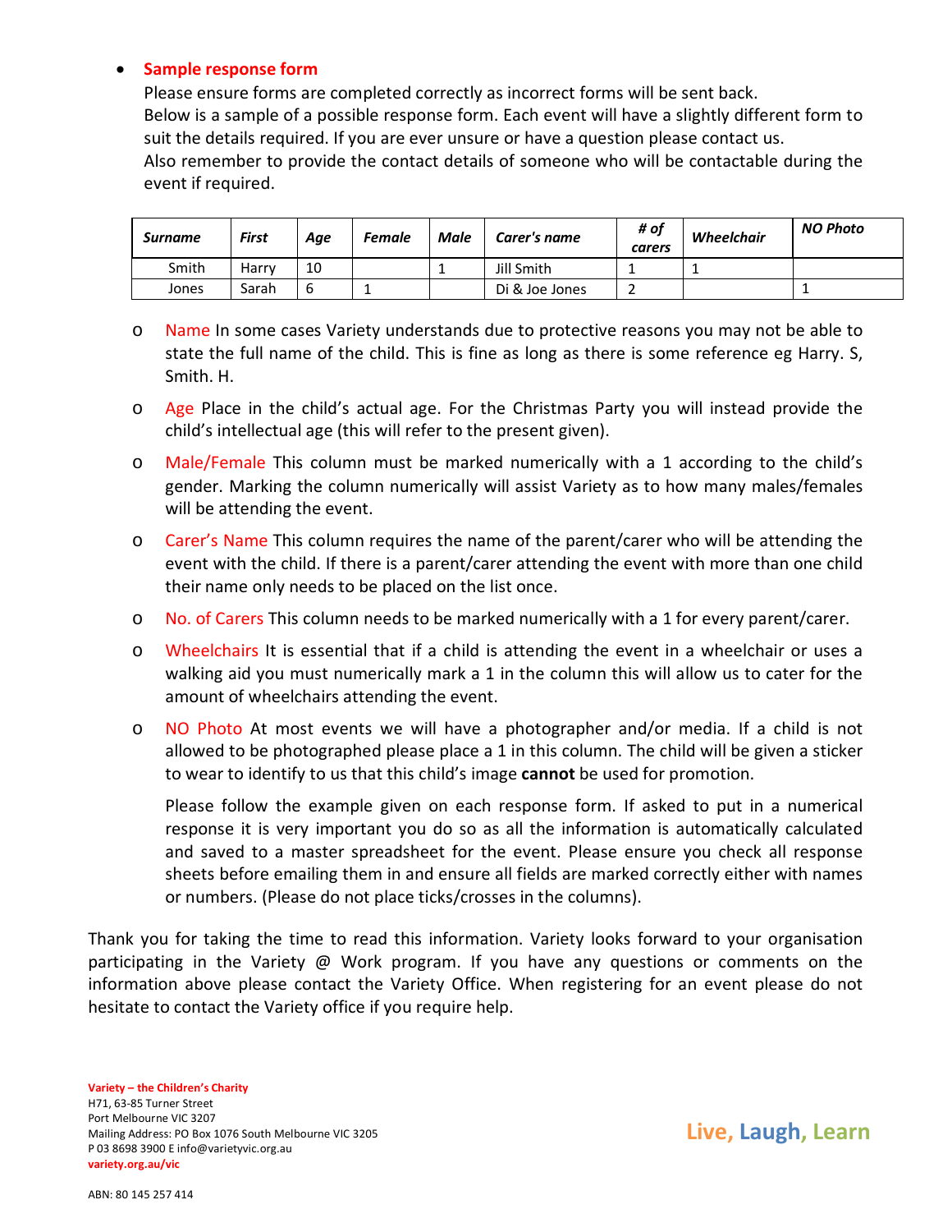- **Sample response form**

  Please ensure forms are completed correctly as incorrect forms will be sent back.
  Below is a sample of a possible response form. Each event will have a slightly different form to suit the details required. If you are ever unsure or have a question please contact us.
  Also remember to provide the contact details of someone who will be contactable during the event if required.

| *Surname* | *First* | *Age* | *Female* | *Male* | *Carer's name* | *# of carers* | *Wheelchair* | *NO Photo* |
|---|---|---|---|---|---|---|---|---|
| Smith | Harry | 10 | | 1 | Jill Smith | 1 | 1 | |
| Jones | Sarah | 6 | 1 | | Di & Joe Jones | 2 | | 1 |

  - Name In some cases Variety understands due to protective reasons you may not be able to state the full name of the child. This is fine as long as there is some reference eg Harry. S, Smith. H.
  - Age Place in the child's actual age. For the Christmas Party you will instead provide the child's intellectual age (this will refer to the present given).
  - Male/Female This column must be marked numerically with a 1 according to the child's gender. Marking the column numerically will assist Variety as to how many males/females will be attending the event.
  - Carer's Name This column requires the name of the parent/carer who will be attending the event with the child. If there is a parent/carer attending the event with more than one child their name only needs to be placed on the list once.
  - No. of Carers This column needs to be marked numerically with a 1 for every parent/carer.
  - Wheelchairs It is essential that if a child is attending the event in a wheelchair or uses a walking aid you must numerically mark a 1 in the column this will allow us to cater for the amount of wheelchairs attending the event.
  - NO Photo At most events we will have a photographer and/or media. If a child is not allowed to be photographed please place a 1 in this column. The child will be given a sticker to wear to identify to us that this child's image **cannot** be used for promotion.

    Please follow the example given on each response form. If asked to put in a numerical response it is very important you do so as all the information is automatically calculated and saved to a master spreadsheet for the event. Please ensure you check all response sheets before emailing them in and ensure all fields are marked correctly either with names or numbers. (Please do not place ticks/crosses in the columns).

Thank you for taking the time to read this information. Variety looks forward to your organisation participating in the Variety @ Work program. If you have any questions or comments on the information above please contact the Variety Office. When registering for an event please do not hesitate to contact the Variety office if you require help.

**Variety – the Children's Charity**
H71, 63-85 Turner Street
Port Melbourne VIC 3207
Mailing Address: PO Box 1076 South Melbourne VIC 3205
P 03 8698 3900 E info@varietyvic.org.au
**variety.org.au/vic**

Live, Laugh, Learn

ABN: 80 145 257 414